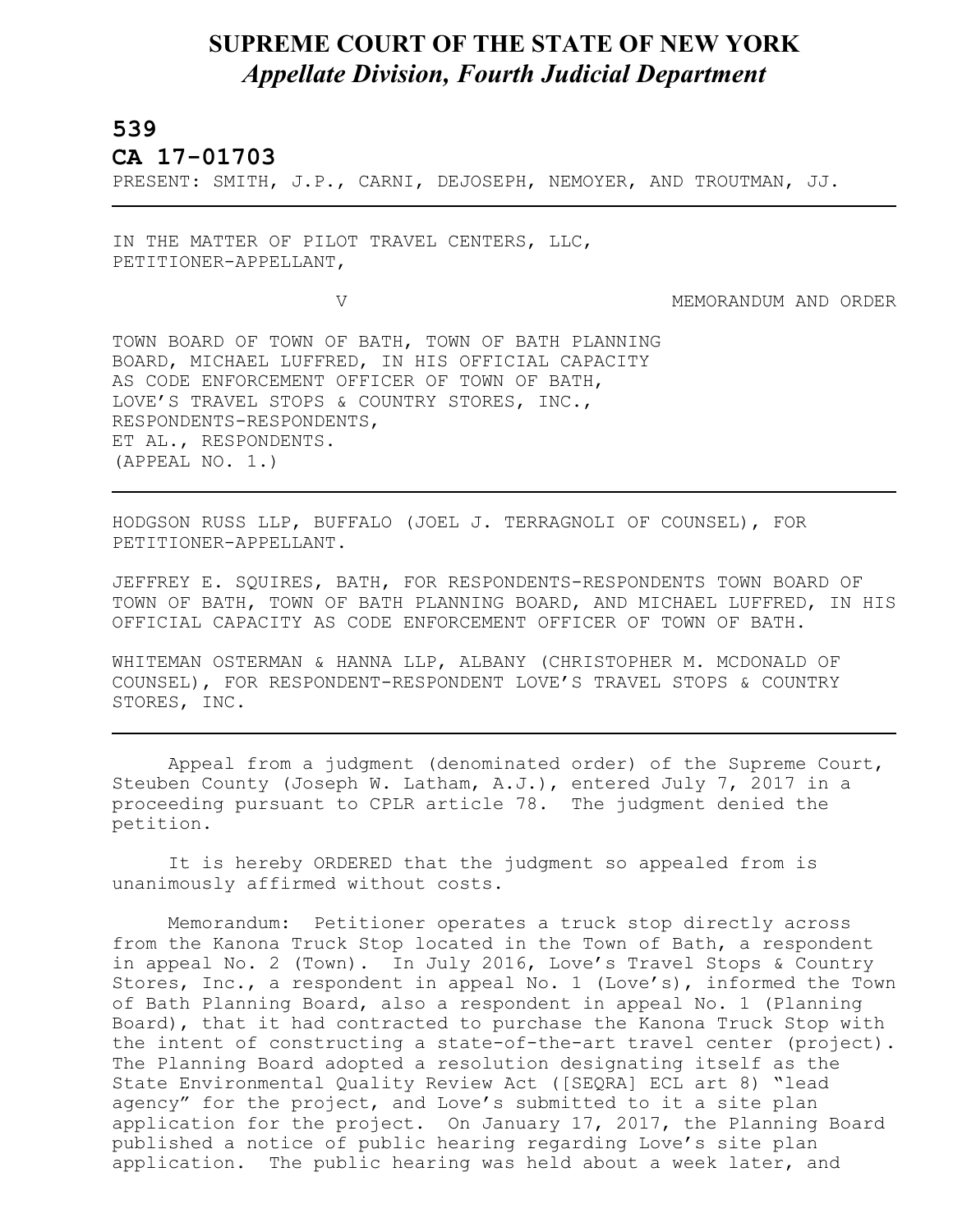# SUPREME COURT OF THE STATE OF NEW YORK
## *Appellate Division, Fourth Judicial Department*

**539**

**CA 17-01703**

PRESENT: SMITH, J.P., CARNI, DEJOSEPH, NEMOYER, AND TROUTMAN, JJ.

---

IN THE MATTER OF PILOT TRAVEL CENTERS, LLC,
PETITIONER-APPELLANT,

V MEMORANDUM AND ORDER

TOWN BOARD OF TOWN OF BATH, TOWN OF BATH PLANNING BOARD, MICHAEL LUFFRED, IN HIS OFFICIAL CAPACITY AS CODE ENFORCEMENT OFFICER OF TOWN OF BATH, LOVE'S TRAVEL STOPS & COUNTRY STORES, INC., RESPONDENTS-RESPONDENTS, ET AL., RESPONDENTS.
(APPEAL NO. 1.)

---

HODGSON RUSS LLP, BUFFALO (JOEL J. TERRAGNOLI OF COUNSEL), FOR PETITIONER-APPELLANT.

JEFFREY E. SQUIRES, BATH, FOR RESPONDENTS-RESPONDENTS TOWN BOARD OF TOWN OF BATH, TOWN OF BATH PLANNING BOARD, AND MICHAEL LUFFRED, IN HIS OFFICIAL CAPACITY AS CODE ENFORCEMENT OFFICER OF TOWN OF BATH.

WHITEMAN OSTERMAN & HANNA LLP, ALBANY (CHRISTOPHER M. MCDONALD OF COUNSEL), FOR RESPONDENT-RESPONDENT LOVE'S TRAVEL STOPS & COUNTRY STORES, INC.

---

Appeal from a judgment (denominated order) of the Supreme Court, Steuben County (Joseph W. Latham, A.J.), entered July 7, 2017 in a proceeding pursuant to CPLR article 78. The judgment denied the petition.

It is hereby ORDERED that the judgment so appealed from is unanimously affirmed without costs.

Memorandum: Petitioner operates a truck stop directly across from the Kanona Truck Stop located in the Town of Bath, a respondent in appeal No. 2 (Town). In July 2016, Love's Travel Stops & Country Stores, Inc., a respondent in appeal No. 1 (Love's), informed the Town of Bath Planning Board, also a respondent in appeal No. 1 (Planning Board), that it had contracted to purchase the Kanona Truck Stop with the intent of constructing a state-of-the-art travel center (project). The Planning Board adopted a resolution designating itself as the State Environmental Quality Review Act ([SEQRA] ECL art 8) "lead agency" for the project, and Love's submitted to it a site plan application for the project. On January 17, 2017, the Planning Board published a notice of public hearing regarding Love's site plan application. The public hearing was held about a week later, and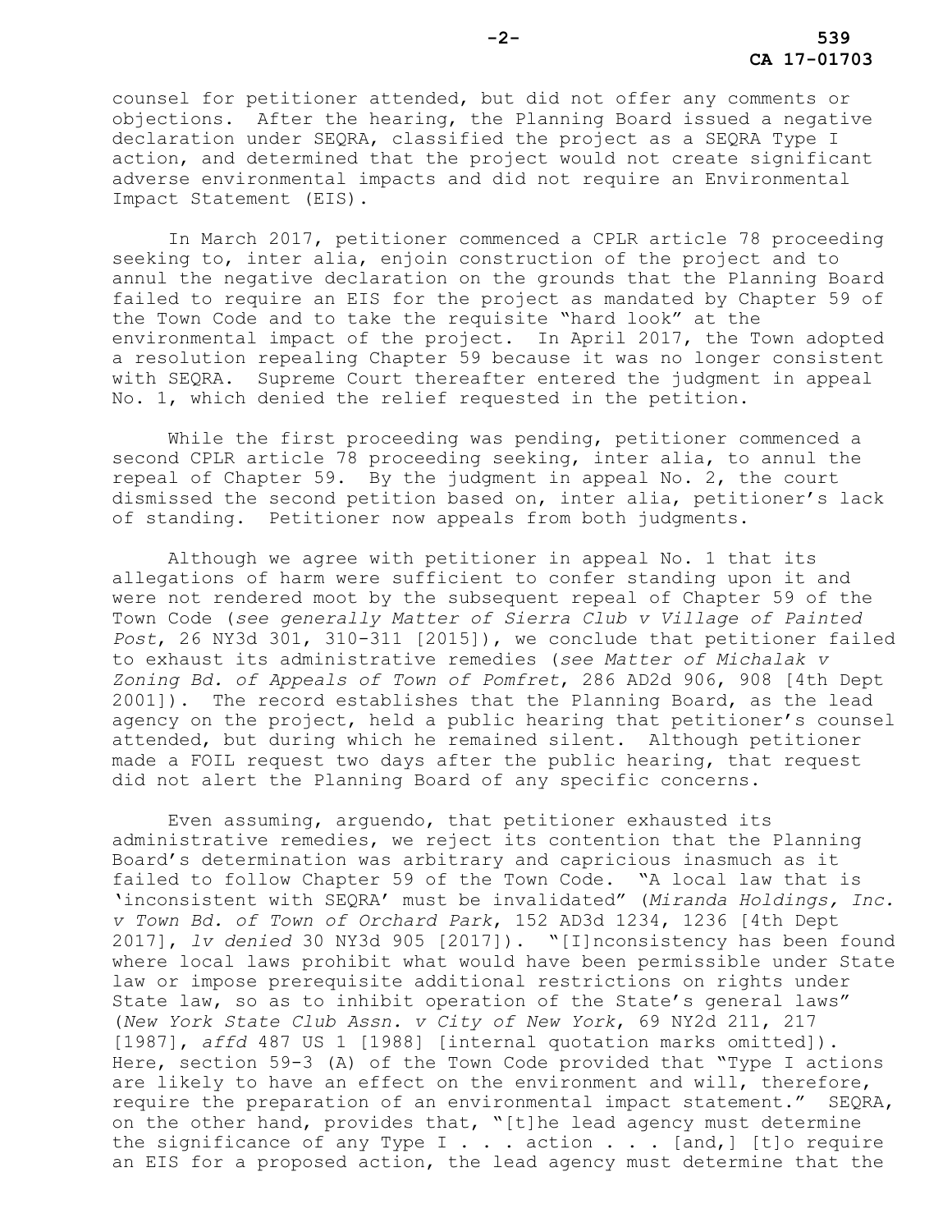counsel for petitioner attended, but did not offer any comments or objections. After the hearing, the Planning Board issued a negative declaration under SEQRA, classified the project as a SEQRA Type I action, and determined that the project would not create significant adverse environmental impacts and did not require an Environmental Impact Statement (EIS).

In March 2017, petitioner commenced a CPLR article 78 proceeding seeking to, inter alia, enjoin construction of the project and to annul the negative declaration on the grounds that the Planning Board failed to require an EIS for the project as mandated by Chapter 59 of the Town Code and to take the requisite "hard look" at the environmental impact of the project. In April 2017, the Town adopted a resolution repealing Chapter 59 because it was no longer consistent with SEQRA. Supreme Court thereafter entered the judgment in appeal No. 1, which denied the relief requested in the petition.

While the first proceeding was pending, petitioner commenced a second CPLR article 78 proceeding seeking, inter alia, to annul the repeal of Chapter 59. By the judgment in appeal No. 2, the court dismissed the second petition based on, inter alia, petitioner's lack of standing. Petitioner now appeals from both judgments.

Although we agree with petitioner in appeal No. 1 that its allegations of harm were sufficient to confer standing upon it and were not rendered moot by the subsequent repeal of Chapter 59 of the Town Code (*see generally Matter of Sierra Club v Village of Painted Post*, 26 NY3d 301, 310-311 [2015]), we conclude that petitioner failed to exhaust its administrative remedies (*see Matter of Michalak v Zoning Bd. of Appeals of Town of Pomfret*, 286 AD2d 906, 908 [4th Dept 2001]). The record establishes that the Planning Board, as the lead agency on the project, held a public hearing that petitioner's counsel attended, but during which he remained silent. Although petitioner made a FOIL request two days after the public hearing, that request did not alert the Planning Board of any specific concerns.

Even assuming, arguendo, that petitioner exhausted its administrative remedies, we reject its contention that the Planning Board's determination was arbitrary and capricious inasmuch as it failed to follow Chapter 59 of the Town Code. "A local law that is 'inconsistent with SEQRA' must be invalidated" (*Miranda Holdings, Inc. v Town Bd. of Town of Orchard Park*, 152 AD3d 1234, 1236 [4th Dept 2017], *lv denied* 30 NY3d 905 [2017]). "[I]nconsistency has been found where local laws prohibit what would have been permissible under State law or impose prerequisite additional restrictions on rights under State law, so as to inhibit operation of the State's general laws" (*New York State Club Assn. v City of New York*, 69 NY2d 211, 217 [1987], *affd* 487 US 1 [1988] [internal quotation marks omitted]). Here, section 59-3 (A) of the Town Code provided that "Type I actions are likely to have an effect on the environment and will, therefore, require the preparation of an environmental impact statement." SEQRA, on the other hand, provides that, "[t]he lead agency must determine the significance of any Type I . . . action . . . [and,] [t]o require an EIS for a proposed action, the lead agency must determine that the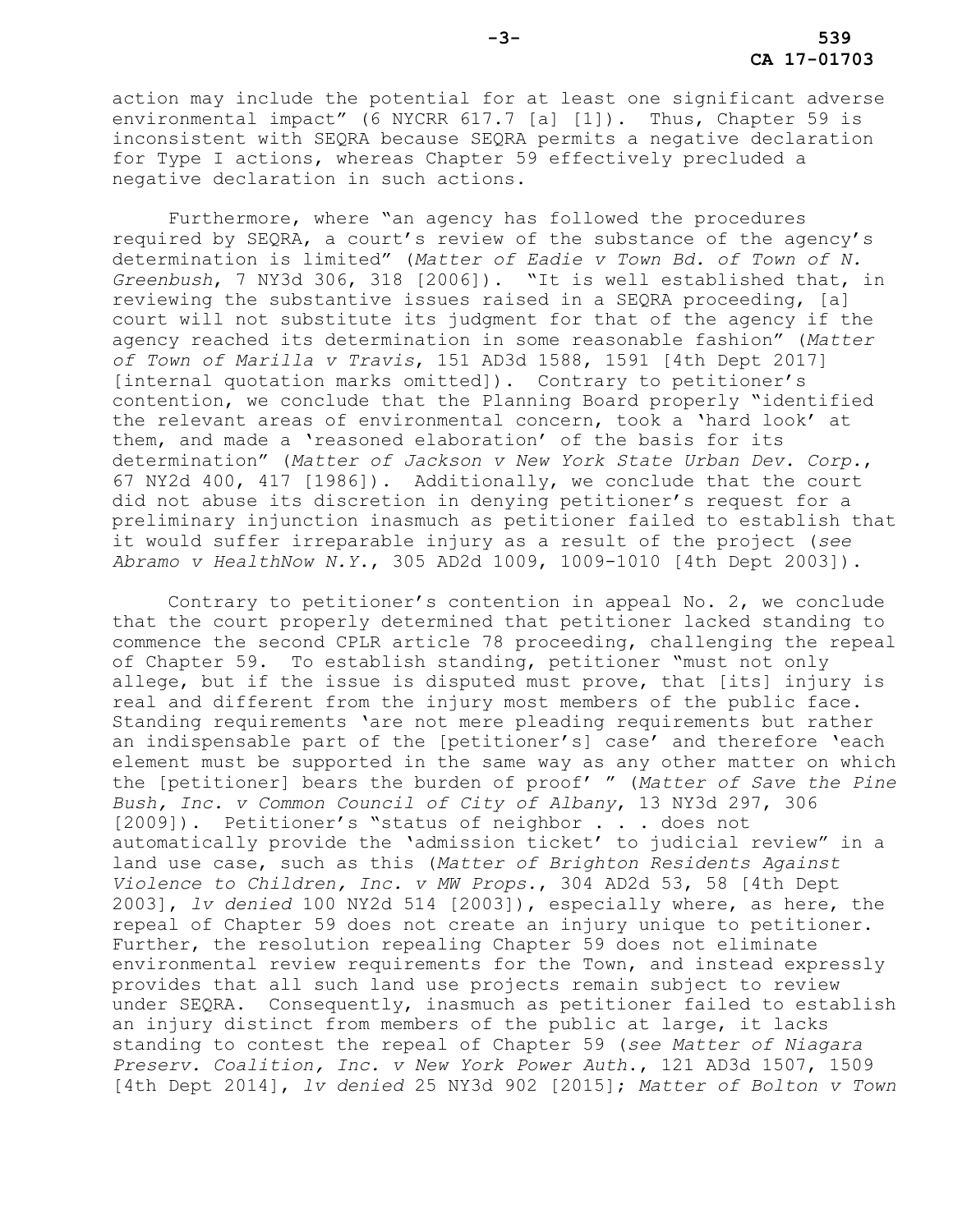action may include the potential for at least one significant adverse environmental impact" (6 NYCRR 617.7 [a] [1]). Thus, Chapter 59 is inconsistent with SEQRA because SEQRA permits a negative declaration for Type I actions, whereas Chapter 59 effectively precluded a negative declaration in such actions.

Furthermore, where "an agency has followed the procedures required by SEQRA, a court's review of the substance of the agency's determination is limited" (*Matter of Eadie v Town Bd. of Town of N. Greenbush*, 7 NY3d 306, 318 [2006]). "It is well established that, in reviewing the substantive issues raised in a SEQRA proceeding, [a] court will not substitute its judgment for that of the agency if the agency reached its determination in some reasonable fashion" (*Matter of Town of Marilla v Travis*, 151 AD3d 1588, 1591 [4th Dept 2017] [internal quotation marks omitted]). Contrary to petitioner's contention, we conclude that the Planning Board properly "identified the relevant areas of environmental concern, took a 'hard look' at them, and made a 'reasoned elaboration' of the basis for its determination" (*Matter of Jackson v New York State Urban Dev. Corp.*, 67 NY2d 400, 417 [1986]). Additionally, we conclude that the court did not abuse its discretion in denying petitioner's request for a preliminary injunction inasmuch as petitioner failed to establish that it would suffer irreparable injury as a result of the project (*see Abramo v HealthNow N.Y.*, 305 AD2d 1009, 1009-1010 [4th Dept 2003]).

Contrary to petitioner's contention in appeal No. 2, we conclude that the court properly determined that petitioner lacked standing to commence the second CPLR article 78 proceeding, challenging the repeal of Chapter 59. To establish standing, petitioner "must not only allege, but if the issue is disputed must prove, that [its] injury is real and different from the injury most members of the public face. Standing requirements 'are not mere pleading requirements but rather an indispensable part of the [petitioner's] case' and therefore 'each element must be supported in the same way as any other matter on which the [petitioner] bears the burden of proof' " (*Matter of Save the Pine Bush, Inc. v Common Council of City of Albany*, 13 NY3d 297, 306 [2009]). Petitioner's "status of neighbor . . . does not automatically provide the 'admission ticket' to judicial review" in a land use case, such as this (*Matter of Brighton Residents Against Violence to Children, Inc. v MW Props.*, 304 AD2d 53, 58 [4th Dept 2003], *lv denied* 100 NY2d 514 [2003]), especially where, as here, the repeal of Chapter 59 does not create an injury unique to petitioner. Further, the resolution repealing Chapter 59 does not eliminate environmental review requirements for the Town, and instead expressly provides that all such land use projects remain subject to review under SEQRA. Consequently, inasmuch as petitioner failed to establish an injury distinct from members of the public at large, it lacks standing to contest the repeal of Chapter 59 (*see Matter of Niagara Preserv. Coalition, Inc. v New York Power Auth.*, 121 AD3d 1507, 1509 [4th Dept 2014], *lv denied* 25 NY3d 902 [2015]; *Matter of Bolton v Town*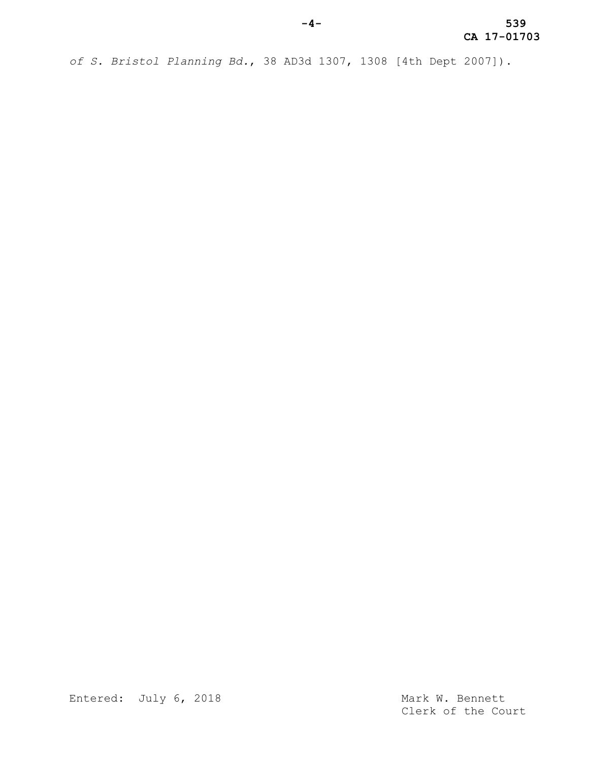*of S. Bristol Planning Bd.*, 38 AD3d 1307, 1308 [4th Dept 2007]).

Entered: July 6, 2018

Mark W. Bennett
Clerk of the Court